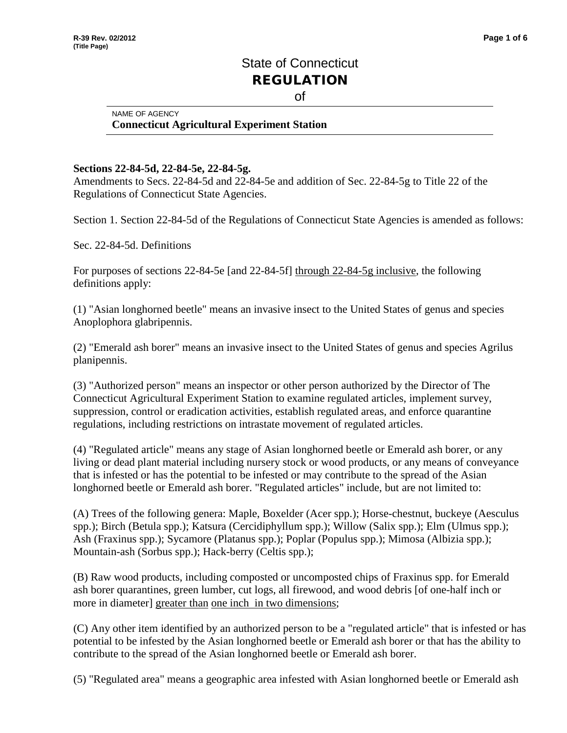State of Connecticut

# REGULATION

of

NAME OF AGENCY
**Connecticut Agricultural Experiment Station**

**Sections 22-84-5d, 22-84-5e, 22-84-5g.**
Amendments to Secs. 22-84-5d and 22-84-5e and addition of Sec. 22-84-5g to Title 22 of the Regulations of Connecticut State Agencies.

Section 1. Section 22-84-5d of the Regulations of Connecticut State Agencies is amended as follows:

Sec. 22-84-5d. Definitions

For purposes of sections 22-84-5e [and 22-84-5f] <u>through 22-84-5g inclusive</u>, the following definitions apply:

(1) "Asian longhorned beetle" means an invasive insect to the United States of genus and species Anoplophora glabripennis.

(2) "Emerald ash borer" means an invasive insect to the United States of genus and species Agrilus planipennis.

(3) "Authorized person" means an inspector or other person authorized by the Director of The Connecticut Agricultural Experiment Station to examine regulated articles, implement survey, suppression, control or eradication activities, establish regulated areas, and enforce quarantine regulations, including restrictions on intrastate movement of regulated articles.

(4) "Regulated article" means any stage of Asian longhorned beetle or Emerald ash borer, or any living or dead plant material including nursery stock or wood products, or any means of conveyance that is infested or has the potential to be infested or may contribute to the spread of the Asian longhorned beetle or Emerald ash borer. "Regulated articles" include, but are not limited to:

(A) Trees of the following genera: Maple, Boxelder (Acer spp.); Horse-chestnut, buckeye (Aesculus spp.); Birch (Betula spp.); Katsura (Cercidiphyllum spp.); Willow (Salix spp.); Elm (Ulmus spp.); Ash (Fraxinus spp.); Sycamore (Platanus spp.); Poplar (Populus spp.); Mimosa (Albizia spp.); Mountain-ash (Sorbus spp.); Hack-berry (Celtis spp.);

(B) Raw wood products, including composted or uncomposted chips of Fraxinus spp. for Emerald ash borer quarantines, green lumber, cut logs, all firewood, and wood debris [of one-half inch or more in diameter] <u>greater than</u> <u>one inch in two dimensions</u>;

(C) Any other item identified by an authorized person to be a "regulated article" that is infested or has potential to be infested by the Asian longhorned beetle or Emerald ash borer or that has the ability to contribute to the spread of the Asian longhorned beetle or Emerald ash borer.

(5) "Regulated area" means a geographic area infested with Asian longhorned beetle or Emerald ash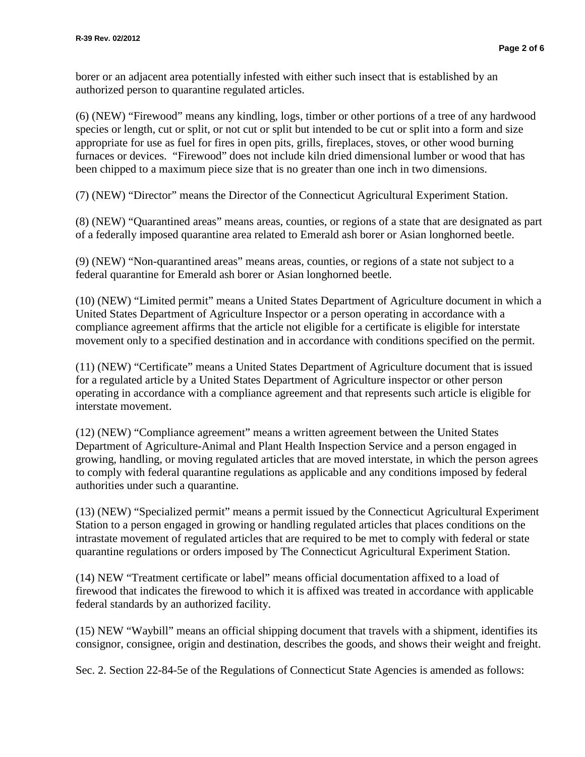borer or an adjacent area potentially infested with either such insect that is established by an authorized person to quarantine regulated articles.

(6) (NEW) "Firewood" means any kindling, logs, timber or other portions of a tree of any hardwood species or length, cut or split, or not cut or split but intended to be cut or split into a form and size appropriate for use as fuel for fires in open pits, grills, fireplaces, stoves, or other wood burning furnaces or devices. "Firewood" does not include kiln dried dimensional lumber or wood that has been chipped to a maximum piece size that is no greater than one inch in two dimensions.

(7) (NEW) "Director" means the Director of the Connecticut Agricultural Experiment Station.

(8) (NEW) "Quarantined areas" means areas, counties, or regions of a state that are designated as part of a federally imposed quarantine area related to Emerald ash borer or Asian longhorned beetle.

(9) (NEW) "Non-quarantined areas" means areas, counties, or regions of a state not subject to a federal quarantine for Emerald ash borer or Asian longhorned beetle.

(10) (NEW) "Limited permit" means a United States Department of Agriculture document in which a United States Department of Agriculture Inspector or a person operating in accordance with a compliance agreement affirms that the article not eligible for a certificate is eligible for interstate movement only to a specified destination and in accordance with conditions specified on the permit.

(11) (NEW) "Certificate" means a United States Department of Agriculture document that is issued for a regulated article by a United States Department of Agriculture inspector or other person operating in accordance with a compliance agreement and that represents such article is eligible for interstate movement.

(12) (NEW) "Compliance agreement" means a written agreement between the United States Department of Agriculture-Animal and Plant Health Inspection Service and a person engaged in growing, handling, or moving regulated articles that are moved interstate, in which the person agrees to comply with federal quarantine regulations as applicable and any conditions imposed by federal authorities under such a quarantine.

(13) (NEW) "Specialized permit" means a permit issued by the Connecticut Agricultural Experiment Station to a person engaged in growing or handling regulated articles that places conditions on the intrastate movement of regulated articles that are required to be met to comply with federal or state quarantine regulations or orders imposed by The Connecticut Agricultural Experiment Station.

(14) NEW "Treatment certificate or label" means official documentation affixed to a load of firewood that indicates the firewood to which it is affixed was treated in accordance with applicable federal standards by an authorized facility.

(15) NEW "Waybill" means an official shipping document that travels with a shipment, identifies its consignor, consignee, origin and destination, describes the goods, and shows their weight and freight.

Sec. 2. Section 22-84-5e of the Regulations of Connecticut State Agencies is amended as follows: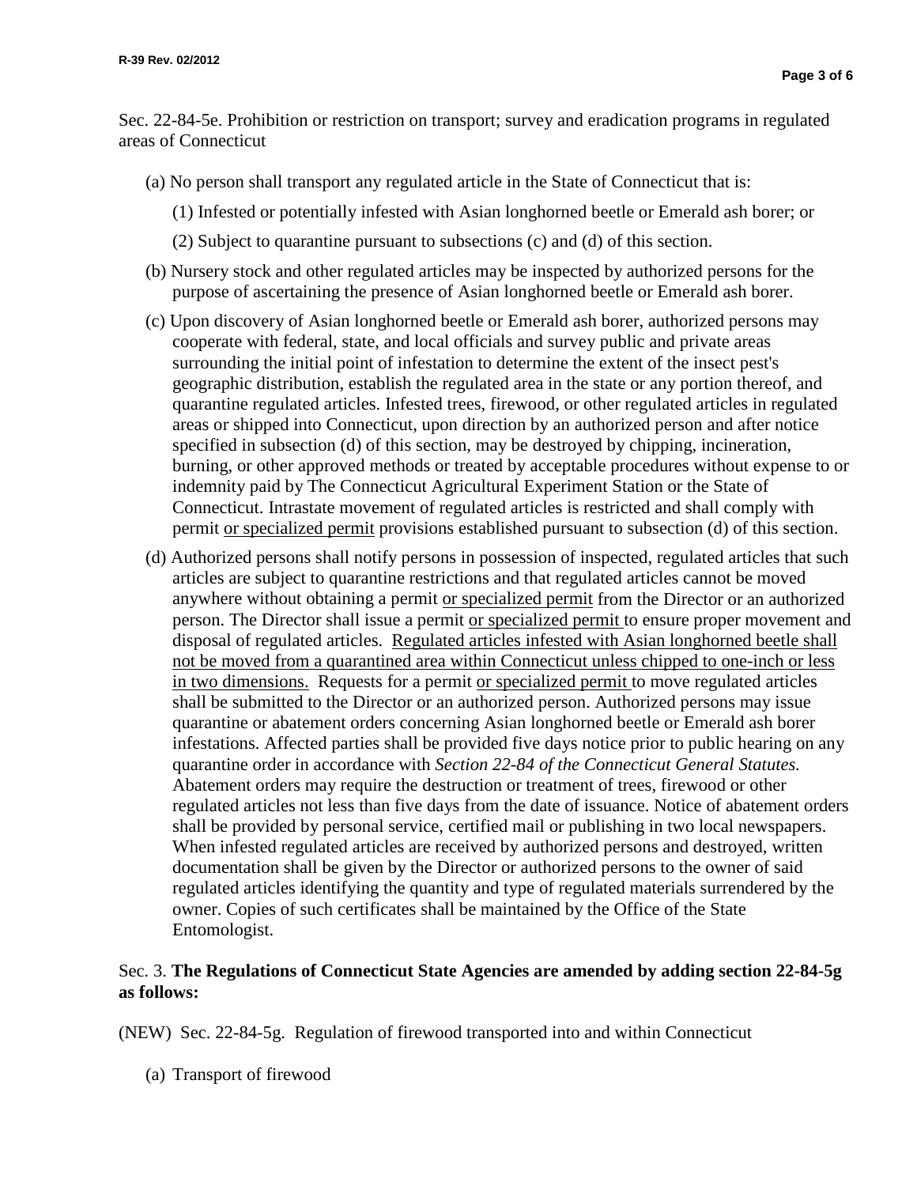Sec. 22-84-5e. Prohibition or restriction on transport; survey and eradication programs in regulated areas of Connecticut

(a) No person shall transport any regulated article in the State of Connecticut that is:

(1) Infested or potentially infested with Asian longhorned beetle or Emerald ash borer; or

(2) Subject to quarantine pursuant to subsections (c) and (d) of this section.

(b) Nursery stock and other regulated articles may be inspected by authorized persons for the purpose of ascertaining the presence of Asian longhorned beetle or Emerald ash borer.

(c) Upon discovery of Asian longhorned beetle or Emerald ash borer, authorized persons may cooperate with federal, state, and local officials and survey public and private areas surrounding the initial point of infestation to determine the extent of the insect pest's geographic distribution, establish the regulated area in the state or any portion thereof, and quarantine regulated articles. Infested trees, firewood, or other regulated articles in regulated areas or shipped into Connecticut, upon direction by an authorized person and after notice specified in subsection (d) of this section, may be destroyed by chipping, incineration, burning, or other approved methods or treated by acceptable procedures without expense to or indemnity paid by The Connecticut Agricultural Experiment Station or the State of Connecticut. Intrastate movement of regulated articles is restricted and shall comply with permit <u>or specialized permit</u> provisions established pursuant to subsection (d) of this section.

(d) Authorized persons shall notify persons in possession of inspected, regulated articles that such articles are subject to quarantine restrictions and that regulated articles cannot be moved anywhere without obtaining a permit <u>or specialized permit</u> from the Director or an authorized person. The Director shall issue a permit <u>or specialized permit</u> to ensure proper movement and disposal of regulated articles. <u>Regulated articles infested with Asian longhorned beetle shall not be moved from a quarantined area within Connecticut unless chipped to one-inch or less in two dimensions.</u> Requests for a permit <u>or specialized permit</u> to move regulated articles shall be submitted to the Director or an authorized person. Authorized persons may issue quarantine or abatement orders concerning Asian longhorned beetle or Emerald ash borer infestations. Affected parties shall be provided five days notice prior to public hearing on any quarantine order in accordance with *Section 22-84 of the Connecticut General Statutes.* Abatement orders may require the destruction or treatment of trees, firewood or other regulated articles not less than five days from the date of issuance. Notice of abatement orders shall be provided by personal service, certified mail or publishing in two local newspapers. When infested regulated articles are received by authorized persons and destroyed, written documentation shall be given by the Director or authorized persons to the owner of said regulated articles identifying the quantity and type of regulated materials surrendered by the owner. Copies of such certificates shall be maintained by the Office of the State Entomologist.

Sec. 3. **The Regulations of Connecticut State Agencies are amended by adding section 22-84-5g as follows:**

(NEW) Sec. 22-84-5g. Regulation of firewood transported into and within Connecticut

(a) Transport of firewood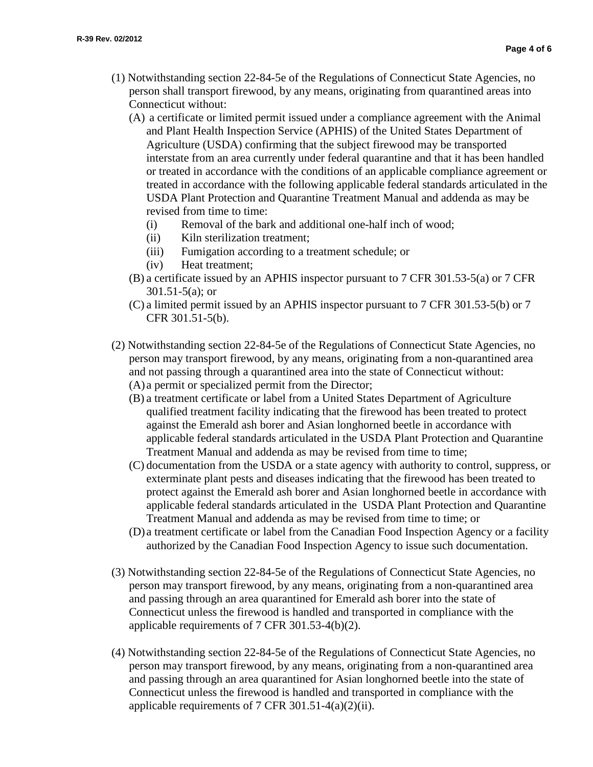(1) Notwithstanding section 22-84-5e of the Regulations of Connecticut State Agencies, no person shall transport firewood, by any means, originating from quarantined areas into Connecticut without:

   (A) a certificate or limited permit issued under a compliance agreement with the Animal and Plant Health Inspection Service (APHIS) of the United States Department of Agriculture (USDA) confirming that the subject firewood may be transported interstate from an area currently under federal quarantine and that it has been handled or treated in accordance with the conditions of an applicable compliance agreement or treated in accordance with the following applicable federal standards articulated in the USDA Plant Protection and Quarantine Treatment Manual and addenda as may be revised from time to time:

      (i) Removal of the bark and additional one-half inch of wood;
      (ii) Kiln sterilization treatment;
      (iii) Fumigation according to a treatment schedule; or
      (iv) Heat treatment;

   (B) a certificate issued by an APHIS inspector pursuant to 7 CFR 301.53-5(a) or 7 CFR 301.51-5(a); or

   (C) a limited permit issued by an APHIS inspector pursuant to 7 CFR 301.53-5(b) or 7 CFR 301.51-5(b).

(2) Notwithstanding section 22-84-5e of the Regulations of Connecticut State Agencies, no person may transport firewood, by any means, originating from a non-quarantined area and not passing through a quarantined area into the state of Connecticut without:

   (A) a permit or specialized permit from the Director;

   (B) a treatment certificate or label from a United States Department of Agriculture qualified treatment facility indicating that the firewood has been treated to protect against the Emerald ash borer and Asian longhorned beetle in accordance with applicable federal standards articulated in the USDA Plant Protection and Quarantine Treatment Manual and addenda as may be revised from time to time;

   (C) documentation from the USDA or a state agency with authority to control, suppress, or exterminate plant pests and diseases indicating that the firewood has been treated to protect against the Emerald ash borer and Asian longhorned beetle in accordance with applicable federal standards articulated in the USDA Plant Protection and Quarantine Treatment Manual and addenda as may be revised from time to time; or

   (D) a treatment certificate or label from the Canadian Food Inspection Agency or a facility authorized by the Canadian Food Inspection Agency to issue such documentation.

(3) Notwithstanding section 22-84-5e of the Regulations of Connecticut State Agencies, no person may transport firewood, by any means, originating from a non-quarantined area and passing through an area quarantined for Emerald ash borer into the state of Connecticut unless the firewood is handled and transported in compliance with the applicable requirements of 7 CFR 301.53-4(b)(2).

(4) Notwithstanding section 22-84-5e of the Regulations of Connecticut State Agencies, no person may transport firewood, by any means, originating from a non-quarantined area and passing through an area quarantined for Asian longhorned beetle into the state of Connecticut unless the firewood is handled and transported in compliance with the applicable requirements of 7 CFR 301.51-4(a)(2)(ii).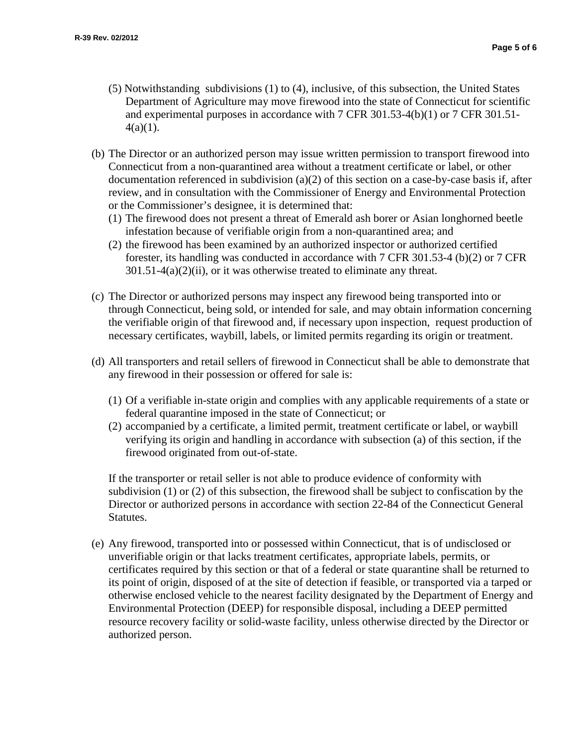(5) Notwithstanding subdivisions (1) to (4), inclusive, of this subsection, the United States Department of Agriculture may move firewood into the state of Connecticut for scientific and experimental purposes in accordance with 7 CFR 301.53-4(b)(1) or 7 CFR 301.51-4(a)(1).

(b) The Director or an authorized person may issue written permission to transport firewood into Connecticut from a non-quarantined area without a treatment certificate or label, or other documentation referenced in subdivision (a)(2) of this section on a case-by-case basis if, after review, and in consultation with the Commissioner of Energy and Environmental Protection or the Commissioner's designee, it is determined that:

(1) The firewood does not present a threat of Emerald ash borer or Asian longhorned beetle infestation because of verifiable origin from a non-quarantined area; and

(2) the firewood has been examined by an authorized inspector or authorized certified forester, its handling was conducted in accordance with 7 CFR 301.53-4 (b)(2) or 7 CFR 301.51-4(a)(2)(ii), or it was otherwise treated to eliminate any threat.

(c) The Director or authorized persons may inspect any firewood being transported into or through Connecticut, being sold, or intended for sale, and may obtain information concerning the verifiable origin of that firewood and, if necessary upon inspection, request production of necessary certificates, waybill, labels, or limited permits regarding its origin or treatment.

(d) All transporters and retail sellers of firewood in Connecticut shall be able to demonstrate that any firewood in their possession or offered for sale is:

(1) Of a verifiable in-state origin and complies with any applicable requirements of a state or federal quarantine imposed in the state of Connecticut; or

(2) accompanied by a certificate, a limited permit, treatment certificate or label, or waybill verifying its origin and handling in accordance with subsection (a) of this section, if the firewood originated from out-of-state.

If the transporter or retail seller is not able to produce evidence of conformity with subdivision (1) or (2) of this subsection, the firewood shall be subject to confiscation by the Director or authorized persons in accordance with section 22-84 of the Connecticut General Statutes.

(e) Any firewood, transported into or possessed within Connecticut, that is of undisclosed or unverifiable origin or that lacks treatment certificates, appropriate labels, permits, or certificates required by this section or that of a federal or state quarantine shall be returned to its point of origin, disposed of at the site of detection if feasible, or transported via a tarped or otherwise enclosed vehicle to the nearest facility designated by the Department of Energy and Environmental Protection (DEEP) for responsible disposal, including a DEEP permitted resource recovery facility or solid-waste facility, unless otherwise directed by the Director or authorized person.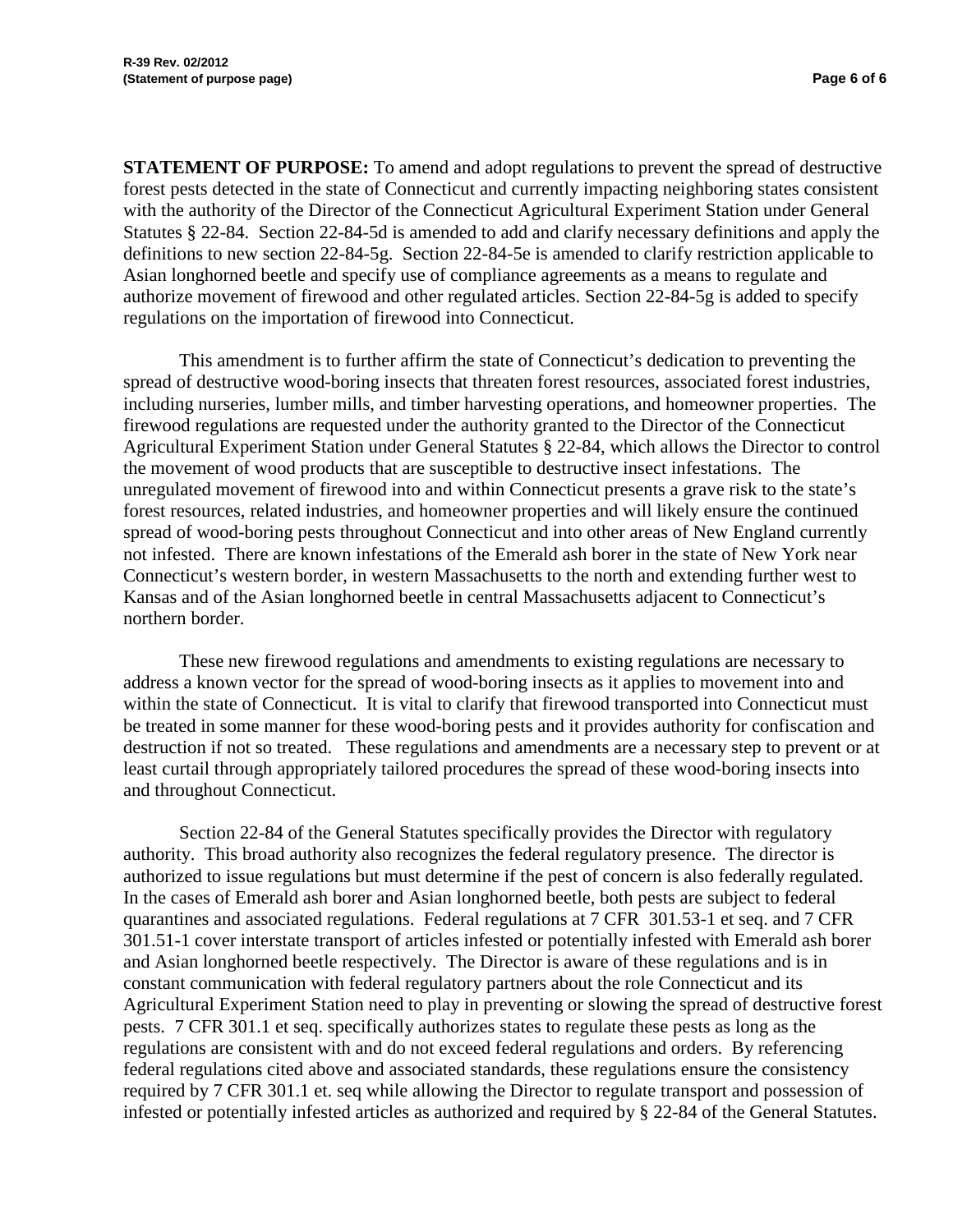**STATEMENT OF PURPOSE:** To amend and adopt regulations to prevent the spread of destructive forest pests detected in the state of Connecticut and currently impacting neighboring states consistent with the authority of the Director of the Connecticut Agricultural Experiment Station under General Statutes § 22-84. Section 22-84-5d is amended to add and clarify necessary definitions and apply the definitions to new section 22-84-5g. Section 22-84-5e is amended to clarify restriction applicable to Asian longhorned beetle and specify use of compliance agreements as a means to regulate and authorize movement of firewood and other regulated articles. Section 22-84-5g is added to specify regulations on the importation of firewood into Connecticut.

This amendment is to further affirm the state of Connecticut's dedication to preventing the spread of destructive wood-boring insects that threaten forest resources, associated forest industries, including nurseries, lumber mills, and timber harvesting operations, and homeowner properties. The firewood regulations are requested under the authority granted to the Director of the Connecticut Agricultural Experiment Station under General Statutes § 22-84, which allows the Director to control the movement of wood products that are susceptible to destructive insect infestations. The unregulated movement of firewood into and within Connecticut presents a grave risk to the state's forest resources, related industries, and homeowner properties and will likely ensure the continued spread of wood-boring pests throughout Connecticut and into other areas of New England currently not infested. There are known infestations of the Emerald ash borer in the state of New York near Connecticut's western border, in western Massachusetts to the north and extending further west to Kansas and of the Asian longhorned beetle in central Massachusetts adjacent to Connecticut's northern border.

These new firewood regulations and amendments to existing regulations are necessary to address a known vector for the spread of wood-boring insects as it applies to movement into and within the state of Connecticut. It is vital to clarify that firewood transported into Connecticut must be treated in some manner for these wood-boring pests and it provides authority for confiscation and destruction if not so treated. These regulations and amendments are a necessary step to prevent or at least curtail through appropriately tailored procedures the spread of these wood-boring insects into and throughout Connecticut.

Section 22-84 of the General Statutes specifically provides the Director with regulatory authority. This broad authority also recognizes the federal regulatory presence. The director is authorized to issue regulations but must determine if the pest of concern is also federally regulated. In the cases of Emerald ash borer and Asian longhorned beetle, both pests are subject to federal quarantines and associated regulations. Federal regulations at 7 CFR 301.53-1 et seq. and 7 CFR 301.51-1 cover interstate transport of articles infested or potentially infested with Emerald ash borer and Asian longhorned beetle respectively. The Director is aware of these regulations and is in constant communication with federal regulatory partners about the role Connecticut and its Agricultural Experiment Station need to play in preventing or slowing the spread of destructive forest pests. 7 CFR 301.1 et seq. specifically authorizes states to regulate these pests as long as the regulations are consistent with and do not exceed federal regulations and orders. By referencing federal regulations cited above and associated standards, these regulations ensure the consistency required by 7 CFR 301.1 et. seq while allowing the Director to regulate transport and possession of infested or potentially infested articles as authorized and required by § 22-84 of the General Statutes.